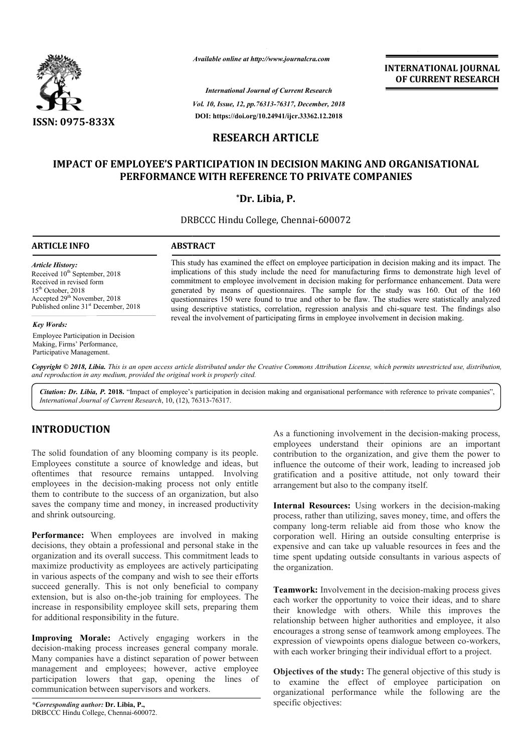*Available online at http://www.journalcra.com*

*International Journal of Current Research*
*Vol. 10, Issue, 12, pp.76313-76317, December, 2018*
**DOI: https://doi.org/10.24941/ijcr.33362.12.2018**

**ISSN: 0975-833X**

**INTERNATIONAL JOURNAL OF CURRENT RESEARCH**

## RESEARCH ARTICLE

# IMPACT OF EMPLOYEE'S PARTICIPATION IN DECISION MAKING AND ORGANISATIONAL PERFORMANCE WITH REFERENCE TO PRIVATE COMPANIES

**\*Dr. Libia, P.**

DRBCCC Hindu College, Chennai-600072

**ARTICLE INFO**

*Article History:*
Received 10th September, 2018
Received in revised form
15th October, 2018
Accepted 29th November, 2018
Published online 31st December, 2018

*Key Words:*
Employee Participation in Decision Making, Firms' Performance, Participative Management.

**ABSTRACT**

This study has examined the effect on employee participation in decision making and its impact. The implications of this study include the need for manufacturing firms to demonstrate high level of commitment to employee involvement in decision making for performance enhancement. Data were generated by means of questionnaires. The sample for the study was 160. Out of the 160 questionnaires 150 were found to true and other to be flaw. The studies were statistically analyzed using descriptive statistics, correlation, regression analysis and chi-square test. The findings also reveal the involvement of participating firms in employee involvement in decision making.

*Copyright © 2018, Libia. This is an open access article distributed under the Creative Commons Attribution License, which permits unrestricted use, distribution, and reproduction in any medium, provided the original work is properly cited.*

***Citation: Dr. Libia, P.* 2018.** "Impact of employee's participation in decision making and organisational performance with reference to private companies", *International Journal of Current Research*, 10, (12), 76313-76317.

## INTRODUCTION

The solid foundation of any blooming company is its people. Employees constitute a source of knowledge and ideas, but oftentimes that resource remains untapped. Involving employees in the decision-making process not only entitle them to contribute to the success of an organization, but also saves the company time and money, in increased productivity and shrink outsourcing.

**Performance:** When employees are involved in making decisions, they obtain a professional and personal stake in the organization and its overall success. This commitment leads to maximize productivity as employees are actively participating in various aspects of the company and wish to see their efforts succeed generally. This is not only beneficial to company extension, but is also on-the-job training for employees. The increase in responsibility employee skill sets, preparing them for additional responsibility in the future.

**Improving Morale:** Actively engaging workers in the decision-making process increases general company morale. Many companies have a distinct separation of power between management and employees; however, active employee participation lowers that gap, opening the lines of communication between supervisors and workers.

As a functioning involvement in the decision-making process, employees understand their opinions are an important contribution to the organization, and give them the power to influence the outcome of their work, leading to increased job gratification and a positive attitude, not only toward their arrangement but also to the company itself.

**Internal Resources:** Using workers in the decision-making process, rather than utilizing, saves money, time, and offers the company long-term reliable aid from those who know the corporation well. Hiring an outside consulting enterprise is expensive and can take up valuable resources in fees and the time spent updating outside consultants in various aspects of the organization.

**Teamwork:** Involvement in the decision-making process gives each worker the opportunity to voice their ideas, and to share their knowledge with others. While this improves the relationship between higher authorities and employee, it also encourages a strong sense of teamwork among employees. The expression of viewpoints opens dialogue between co-workers, with each worker bringing their individual effort to a project.

**Objectives of the study:** The general objective of this study is to examine the effect of employee participation on organizational performance while the following are the specific objectives:

*\*Corresponding author:* **Dr. Libia, P.,**
DRBCCC Hindu College, Chennai-600072.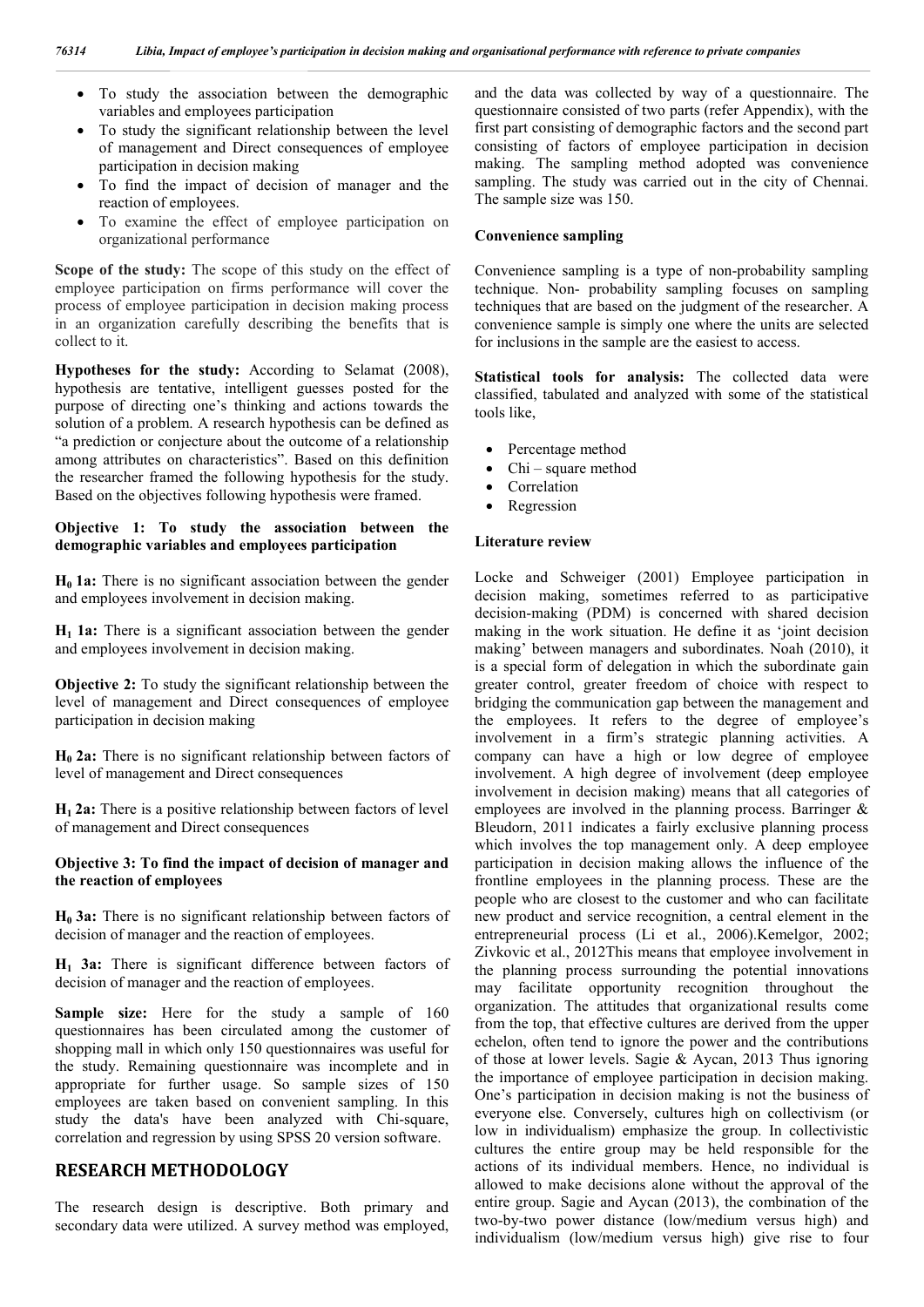- To study the association between the demographic variables and employees participation
- To study the significant relationship between the level of management and Direct consequences of employee participation in decision making
- To find the impact of decision of manager and the reaction of employees.
- To examine the effect of employee participation on organizational performance

**Scope of the study:** The scope of this study on the effect of employee participation on firms performance will cover the process of employee participation in decision making process in an organization carefully describing the benefits that is collect to it.

**Hypotheses for the study:** According to Selamat (2008), hypothesis are tentative, intelligent guesses posted for the purpose of directing one's thinking and actions towards the solution of a problem. A research hypothesis can be defined as "a prediction or conjecture about the outcome of a relationship among attributes on characteristics". Based on this definition the researcher framed the following hypothesis for the study. Based on the objectives following hypothesis were framed.

**Objective 1: To study the association between the demographic variables and employees participation**

**$H_0$ 1a:** There is no significant association between the gender and employees involvement in decision making.

**$H_1$ 1a:** There is a significant association between the gender and employees involvement in decision making.

**Objective 2:** To study the significant relationship between the level of management and Direct consequences of employee participation in decision making

**$H_0$ 2a:** There is no significant relationship between factors of level of management and Direct consequences

**$H_1$ 2a:** There is a positive relationship between factors of level of management and Direct consequences

**Objective 3: To find the impact of decision of manager and the reaction of employees**

**$H_0$ 3a:** There is no significant relationship between factors of decision of manager and the reaction of employees.

**$H_1$ 3a:** There is significant difference between factors of decision of manager and the reaction of employees.

**Sample size:** Here for the study a sample of 160 questionnaires has been circulated among the customer of shopping mall in which only 150 questionnaires was useful for the study. Remaining questionnaire was incomplete and in appropriate for further usage. So sample sizes of 150 employees are taken based on convenient sampling. In this study the data's have been analyzed with Chi-square, correlation and regression by using SPSS 20 version software.

## RESEARCH METHODOLOGY

The research design is descriptive. Both primary and secondary data were utilized. A survey method was employed, and the data was collected by way of a questionnaire. The questionnaire consisted of two parts (refer Appendix), with the first part consisting of demographic factors and the second part consisting of factors of employee participation in decision making. The sampling method adopted was convenience sampling. The study was carried out in the city of Chennai. The sample size was 150.

### Convenience sampling

Convenience sampling is a type of non-probability sampling technique. Non- probability sampling focuses on sampling techniques that are based on the judgment of the researcher. A convenience sample is simply one where the units are selected for inclusions in the sample are the easiest to access.

**Statistical tools for analysis:** The collected data were classified, tabulated and analyzed with some of the statistical tools like,

- Percentage method
- Chi – square method
- Correlation
- Regression

### Literature review

Locke and Schweiger (2001) Employee participation in decision making, sometimes referred to as participative decision-making (PDM) is concerned with shared decision making in the work situation. He define it as 'joint decision making' between managers and subordinates. Noah (2010), it is a special form of delegation in which the subordinate gain greater control, greater freedom of choice with respect to bridging the communication gap between the management and the employees. It refers to the degree of employee's involvement in a firm's strategic planning activities. A company can have a high or low degree of employee involvement. A high degree of involvement (deep employee involvement in decision making) means that all categories of employees are involved in the planning process. Barringer & Bleudorn, 2011 indicates a fairly exclusive planning process which involves the top management only. A deep employee participation in decision making allows the influence of the frontline employees in the planning process. These are the people who are closest to the customer and who can facilitate new product and service recognition, a central element in the entrepreneurial process (Li et al., 2006).Kemelgor, 2002; Zivkovic et al., 2012This means that employee involvement in the planning process surrounding the potential innovations may facilitate opportunity recognition throughout the organization. The attitudes that organizational results come from the top, that effective cultures are derived from the upper echelon, often tend to ignore the power and the contributions of those at lower levels. Sagie & Aycan, 2013 Thus ignoring the importance of employee participation in decision making. One's participation in decision making is not the business of everyone else. Conversely, cultures high on collectivism (or low in individualism) emphasize the group. In collectivistic cultures the entire group may be held responsible for the actions of its individual members. Hence, no individual is allowed to make decisions alone without the approval of the entire group. Sagie and Aycan (2013), the combination of the two-by-two power distance (low/medium versus high) and individualism (low/medium versus high) give rise to four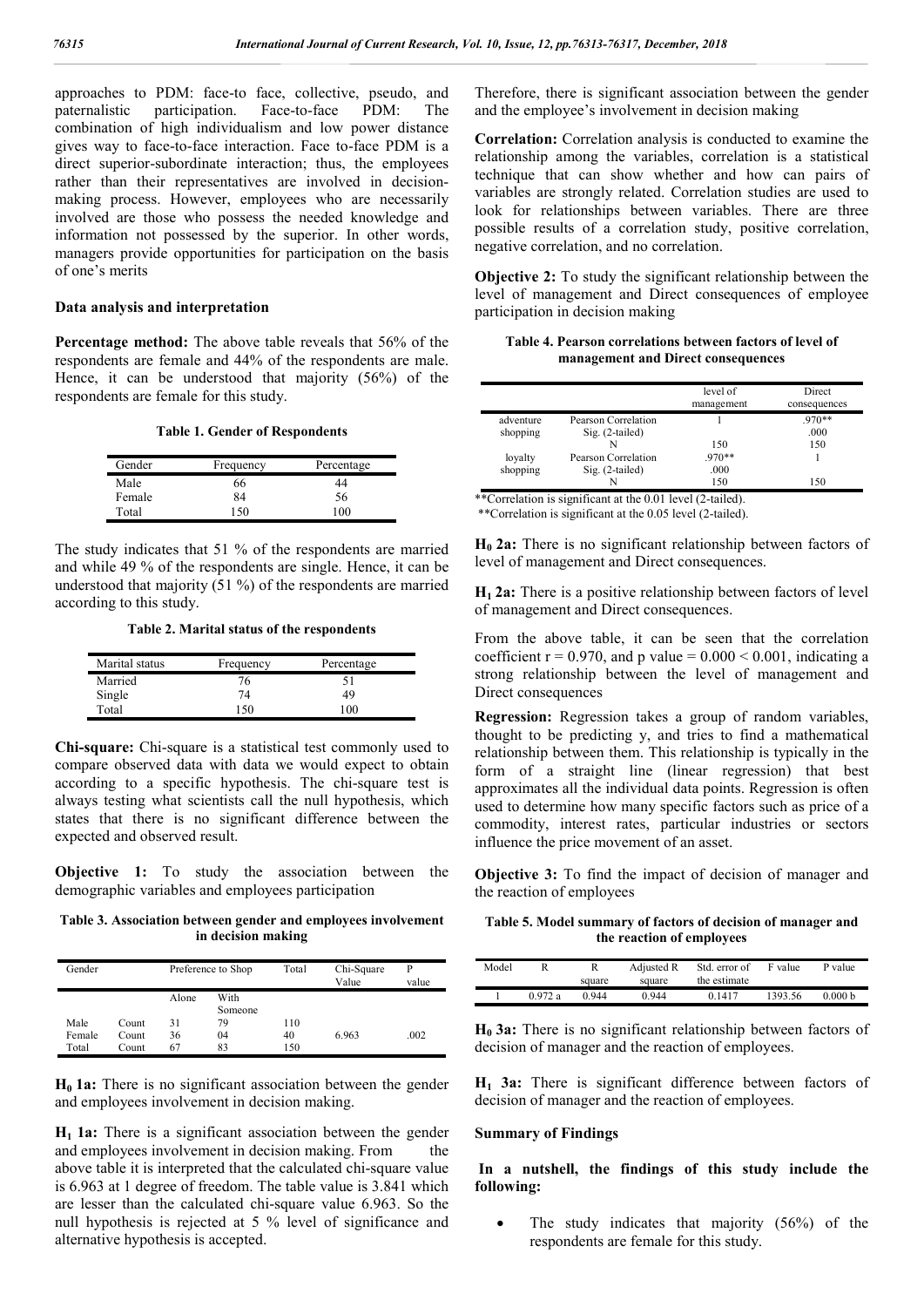approaches to PDM: face-to face, collective, pseudo, and paternalistic participation. Face-to-face PDM: The combination of high individualism and low power distance gives way to face-to-face interaction. Face to-face PDM is a direct superior-subordinate interaction; thus, the employees rather than their representatives are involved in decision-making process. However, employees who are necessarily involved are those who possess the needed knowledge and information not possessed by the superior. In other words, managers provide opportunities for participation on the basis of one's merits

## Data analysis and interpretation

**Percentage method:** The above table reveals that 56% of the respondents are female and 44% of the respondents are male. Hence, it can be understood that majority (56%) of the respondents are female for this study.

**Table 1. Gender of Respondents**

| Gender | Frequency | Percentage |
|---|---|---|
| Male | 66 | 44 |
| Female | 84 | 56 |
| Total | 150 | 100 |

The study indicates that 51 % of the respondents are married and while 49 % of the respondents are single. Hence, it can be understood that majority (51 %) of the respondents are married according to this study.

**Table 2. Marital status of the respondents**

| Marital status | Frequency | Percentage |
|---|---|---|
| Married | 76 | 51 |
| Single | 74 | 49 |
| Total | 150 | 100 |

**Chi-square:** Chi-square is a statistical test commonly used to compare observed data with data we would expect to obtain according to a specific hypothesis. The chi-square test is always testing what scientists call the null hypothesis, which states that there is no significant difference between the expected and observed result.

**Objective 1:** To study the association between the demographic variables and employees participation

**Table 3. Association between gender and employees involvement in decision making**

| Gender | | Preference to Shop | | Total | Chi-Square Value | P value |
|---|---|---|---|---|---|---|
| | | Alone | With Someone | | | |
| Male | Count | 31 | 79 | 110 | | |
| Female | Count | 36 | 04 | 40 | 6.963 | .002 |
| Total | Count | 67 | 83 | 150 | | |

**$H_0$ 1a:** There is no significant association between the gender and employees involvement in decision making.

**$H_1$ 1a:** There is a significant association between the gender and employees involvement in decision making. From the above table it is interpreted that the calculated chi-square value is 6.963 at 1 degree of freedom. The table value is 3.841 which are lesser than the calculated chi-square value 6.963. So the null hypothesis is rejected at 5 % level of significance and alternative hypothesis is accepted.

Therefore, there is significant association between the gender and the employee's involvement in decision making

**Correlation:** Correlation analysis is conducted to examine the relationship among the variables, correlation is a statistical technique that can show whether and how can pairs of variables are strongly related. Correlation studies are used to look for relationships between variables. There are three possible results of a correlation study, positive correlation, negative correlation, and no correlation.

**Objective 2:** To study the significant relationship between the level of management and Direct consequences of employee participation in decision making

**Table 4. Pearson correlations between factors of level of management and Direct consequences**

| | | level of management | Direct consequences |
|---|---|---|---|
| adventure shopping | Pearson Correlation | 1 | .970** |
| | Sig. (2-tailed) | | .000 |
| | N | 150 | 150 |
| loyalty shopping | Pearson Correlation | .970** | 1 |
| | Sig. (2-tailed) | .000 | |
| | N | 150 | 150 |

**Correlation is significant at the 0.01 level (2-tailed).
**Correlation is significant at the 0.05 level (2-tailed).

**$H_0$ 2a:** There is no significant relationship between factors of level of management and Direct consequences.

**$H_1$ 2a:** There is a positive relationship between factors of level of management and Direct consequences.

From the above table, it can be seen that the correlation coefficient $r = 0.970$, and p value $= 0.000 < 0.001$, indicating a strong relationship between the level of management and Direct consequences

**Regression:** Regression takes a group of random variables, thought to be predicting y, and tries to find a mathematical relationship between them. This relationship is typically in the form of a straight line (linear regression) that best approximates all the individual data points. Regression is often used to determine how many specific factors such as price of a commodity, interest rates, particular industries or sectors influence the price movement of an asset.

**Objective 3:** To find the impact of decision of manager and the reaction of employees

**Table 5. Model summary of factors of decision of manager and the reaction of employees**

| Model | R | R square | Adjusted R square | Std. error of the estimate | F value | P value |
|---|---|---|---|---|---|---|
| 1 | 0.972 a | 0.944 | 0.944 | 0.1417 | 1393.56 | 0.000 b |

**$H_0$ 3a:** There is no significant relationship between factors of decision of manager and the reaction of employees.

**$H_1$ 3a:** There is significant difference between factors of decision of manager and the reaction of employees.

## Summary of Findings

**In a nutshell, the findings of this study include the following:**

- The study indicates that majority (56%) of the respondents are female for this study.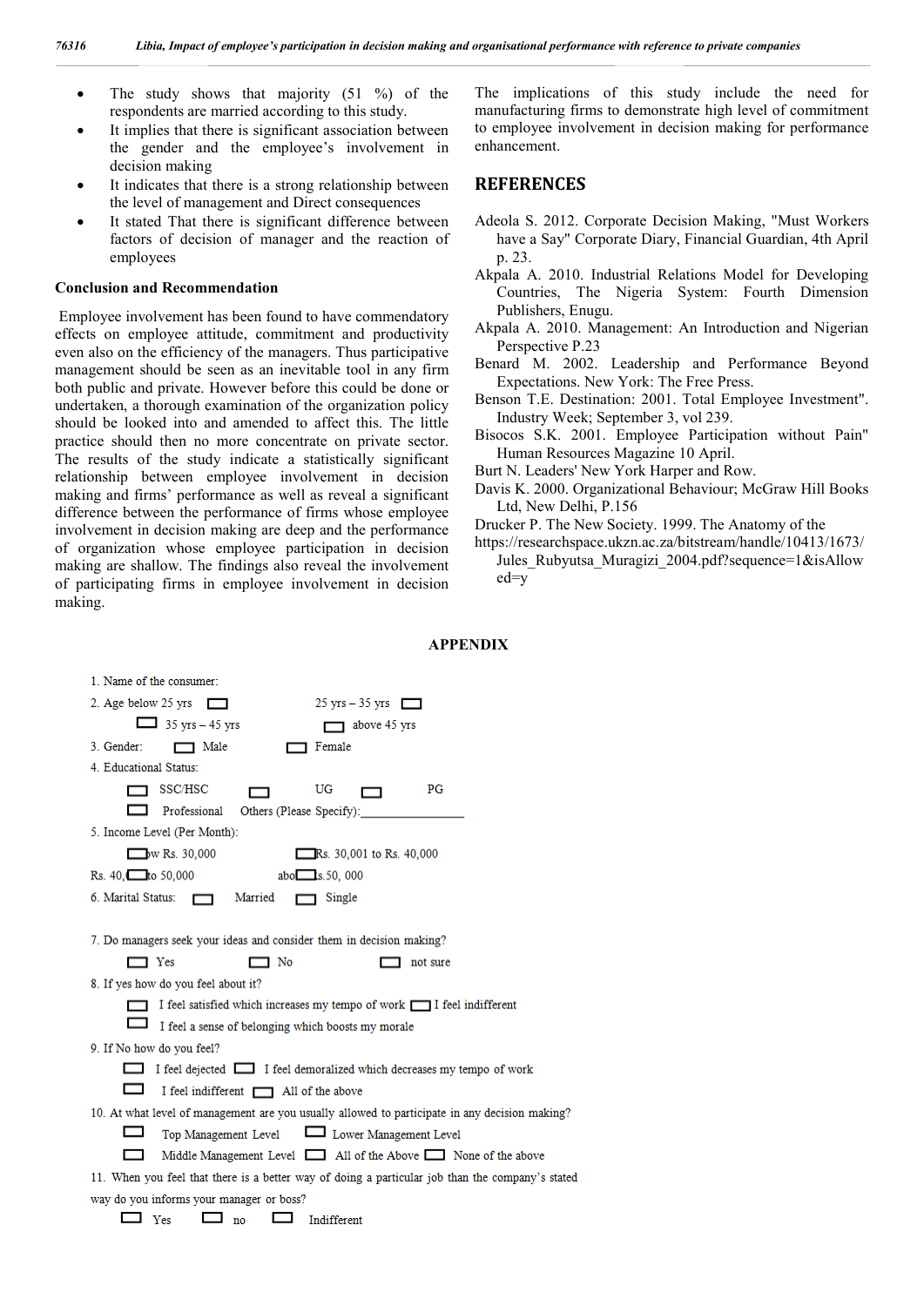- The study shows that majority (51 %) of the respondents are married according to this study.
- It implies that there is significant association between the gender and the employee's involvement in decision making
- It indicates that there is a strong relationship between the level of management and Direct consequences
- It stated That there is significant difference between factors of decision of manager and the reaction of employees

### Conclusion and Recommendation

Employee involvement has been found to have commendatory effects on employee attitude, commitment and productivity even also on the efficiency of the managers. Thus participative management should be seen as an inevitable tool in any firm both public and private. However before this could be done or undertaken, a thorough examination of the organization policy should be looked into and amended to affect this. The little practice should then no more concentrate on private sector. The results of the study indicate a statistically significant relationship between employee involvement in decision making and firms' performance as well as reveal a significant difference between the performance of firms whose employee involvement in decision making are deep and the performance of organization whose employee participation in decision making are shallow. The findings also reveal the involvement of participating firms in employee involvement in decision making.

The implications of this study include the need for manufacturing firms to demonstrate high level of commitment to employee involvement in decision making for performance enhancement.

## REFERENCES

Adeola S. 2012. Corporate Decision Making, "Must Workers have a Say" Corporate Diary, Financial Guardian, 4th April p. 23.

Akpala A. 2010. Industrial Relations Model for Developing Countries, The Nigeria System: Fourth Dimension Publishers, Enugu.

Akpala A. 2010. Management: An Introduction and Nigerian Perspective P.23

Benard M. 2002. Leadership and Performance Beyond Expectations. New York: The Free Press.

Benson T.E. Destination: 2001. Total Employee Investment". Industry Week; September 3, vol 239.

Bisocos S.K. 2001. Employee Participation without Pain" Human Resources Magazine 10 April.

Burt N. Leaders' New York Harper and Row.

Davis K. 2000. Organizational Behaviour; McGraw Hill Books Ltd, New Delhi, P.156

Drucker P. The New Society. 1999. The Anatomy of the https://researchspace.ukzn.ac.za/bitstream/handle/10413/1673/Jules_Rubyutsa_Muragizi_2004.pdf?sequence=1&isAllowed=y

## APPENDIX

1. Name of the consumer:
2. Age below 25 yrs ☐ 25 yrs – 35 yrs ☐
 ☐ 35 yrs – 45 yrs ☐ above 45 yrs
3. Gender: ☐ Male ☐ Female
4. Educational Status:
 ☐ SSC/HSC ☐ UG ☐ PG
 ☐ Professional Others (Please Specify):________________
5. Income Level (Per Month):
 ☐ow Rs. 30,000 ☐Rs. 30,001 to Rs. 40,000
 Rs. 40,☐to 50,000 abo☐s.50, 000
6. Marital Status: ☐ Married ☐ Single

7. Do managers seek your ideas and consider them in decision making?
 ☐ Yes ☐ No ☐ not sure
8. If yes how do you feel about it?
 ☐ I feel satisfied which increases my tempo of work ☐ I feel indifferent
 ☐ I feel a sense of belonging which boosts my morale
9. If No how do you feel?
 ☐ I feel dejected ☐ I feel demoralized which decreases my tempo of work
 ☐ I feel indifferent ☐ All of the above
10. At what level of management are you usually allowed to participate in any decision making?
 ☐ Top Management Level ☐ Lower Management Level
 ☐ Middle Management Level ☐ All of the Above ☐ None of the above
11. When you feel that there is a better way of doing a particular job than the company's stated way do you informs your manager or boss?
 ☐ Yes ☐ no ☐ Indifferent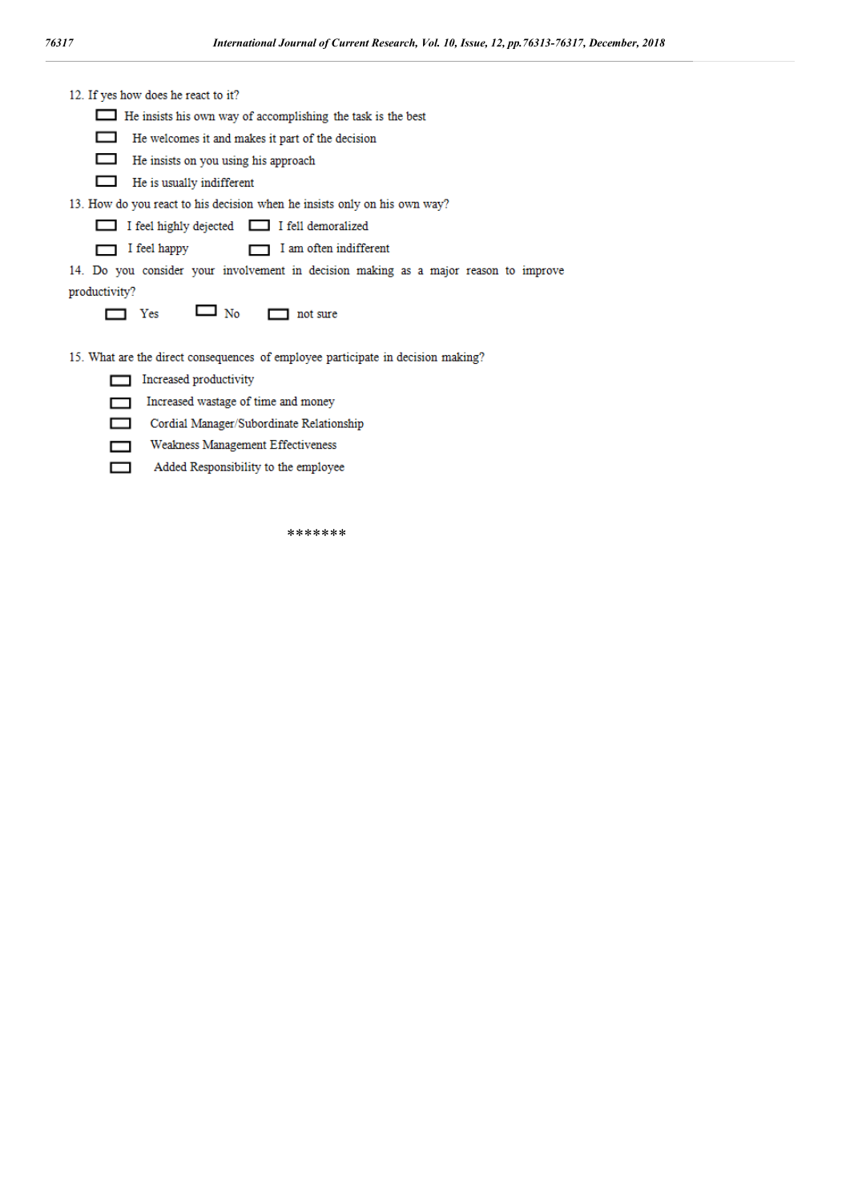12. If yes how does he react to it?

- ☐ He insists his own way of accomplishing the task is the best
- ☐ He welcomes it and makes it part of the decision
- ☐ He insists on you using his approach
- ☐ He is usually indifferent

13. How do you react to his decision when he insists only on his own way?

☐ I feel highly dejected ☐ I fell demoralized

☐ I feel happy ☐ I am often indifferent

14. Do you consider your involvement in decision making as a major reason to improve productivity?

☐ Yes ☐ No ☐ not sure

15. What are the direct consequences of employee participate in decision making?

- ☐ Increased productivity
- ☐ Increased wastage of time and money
- ☐ Cordial Manager/Subordinate Relationship
- ☐ Weakness Management Effectiveness
- ☐ Added Responsibility to the employee

*******